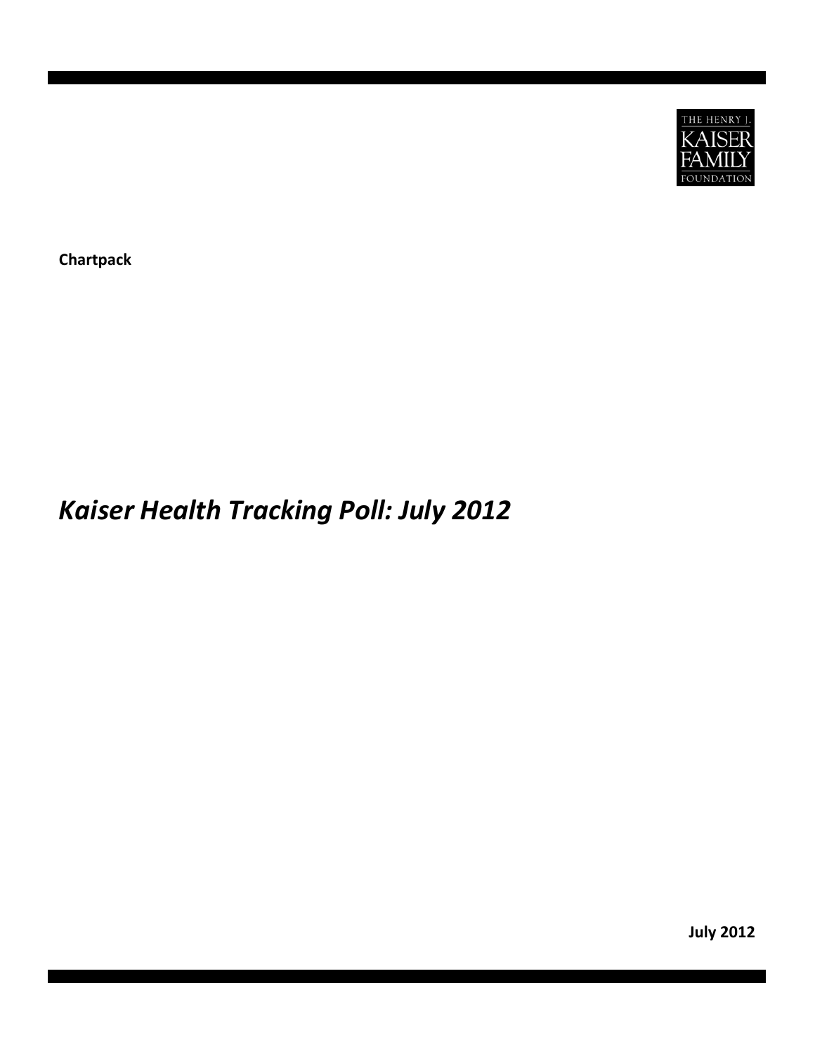THE HENRY J. KAISER FAMILY FOUNDATION

**Chartpack**

# *Kaiser Health Tracking Poll: July 2012*

**July 2012**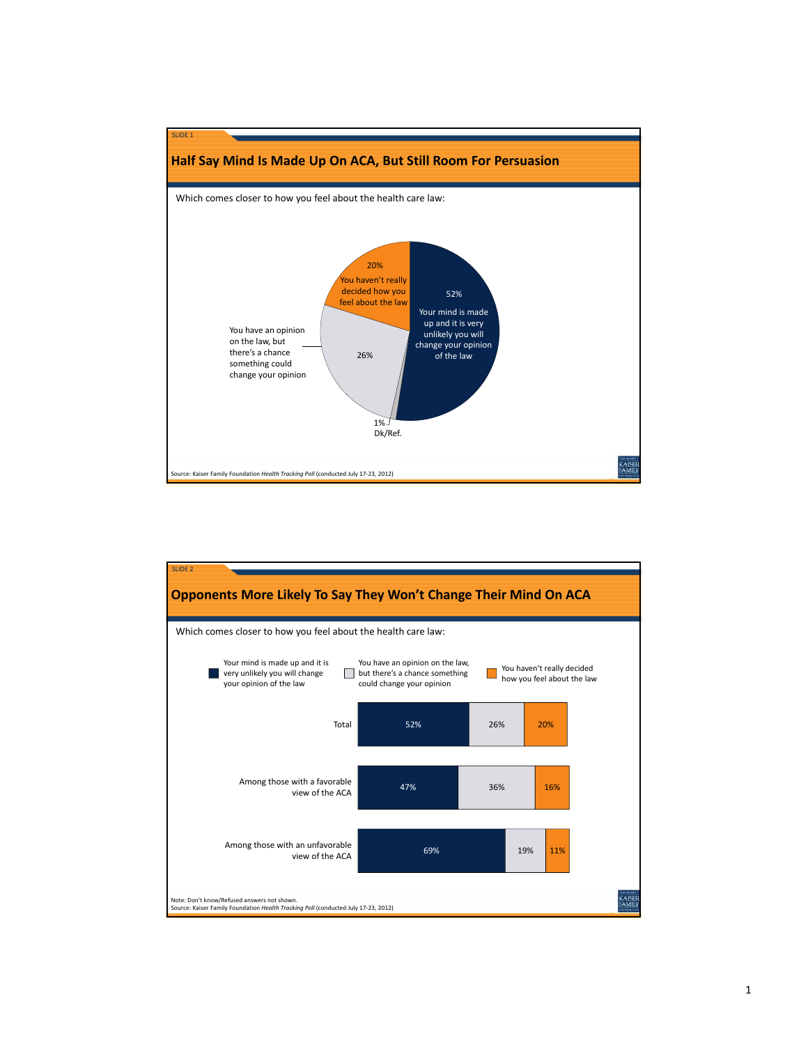SLIDE 1

## Half Say Mind Is Made Up On ACA, But Still Room For Persuasion

Which comes closer to how you feel about the health care law:

20%
You haven't really decided how you feel about the law

52%
Your mind is made up and it is very unlikely you will change your opinion of the law

You have an opinion on the law, but there's a chance something could change your opinion

26%

1%
Dk/Ref.

Source: Kaiser Family Foundation *Health Tracking Poll* (conducted July 17-23, 2012)

SLIDE 2

## Opponents More Likely To Say They Won't Change Their Mind On ACA

Which comes closer to how you feel about the health care law:

Your mind is made up and it is very unlikely you will change your opinion of the law

You have an opinion on the law, but there's a chance something could change your opinion

You haven't really decided how you feel about the law

Total
52%
26%
20%

Among those with a favorable view of the ACA
47%
36%
16%

Among those with an unfavorable view of the ACA
69%
19%
11%

Note: Don't know/Refused answers not shown.
Source: Kaiser Family Foundation *Health Tracking Poll* (conducted July 17-23, 2012)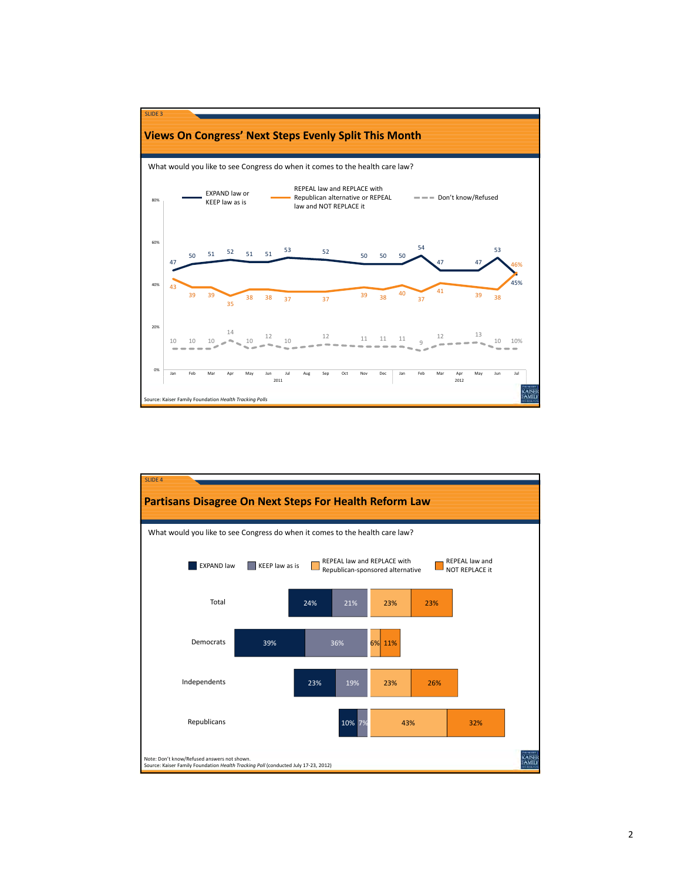SLIDE 3

## Views On Congress' Next Steps Evenly Split This Month

What would you like to see Congress do when it comes to the health care law?

EXPAND law or KEEP law as is

REPEAL law and REPLACE with Republican alternative or REPEAL law and NOT REPLACE it

Don't know/Refused

80%

60%

40%

20%

0%

47 50 51 52 51 51 53 52 50 50 50 54 47 47 53 45%

43 39 39 35 38 38 37 37 39 38 40 37 41 39 38 46%

10 10 10 14 10 12 10 12 11 11 11 9 12 13 10 10%

Jan Feb Mar Apr May Jun Jul Aug Sep Oct Nov Dec Jan Feb Mar Apr May Jun Jul

2011

2012

Source: Kaiser Family Foundation *Health Tracking Polls*

SLIDE 4

## Partisans Disagree On Next Steps For Health Reform Law

What would you like to see Congress do when it comes to the health care law?

EXPAND law

KEEP law as is

REPEAL law and REPLACE with Republican-sponsored alternative

REPEAL law and NOT REPLACE it

Total: 24% 21% 23% 23%

Democrats: 39% 36% 6% 11%

Independents: 23% 19% 23% 26%

Republicans: 10% 7% 43% 32%

Note: Don't know/Refused answers not shown.
Source: Kaiser Family Foundation *Health Tracking Poll* (conducted July 17-23, 2012)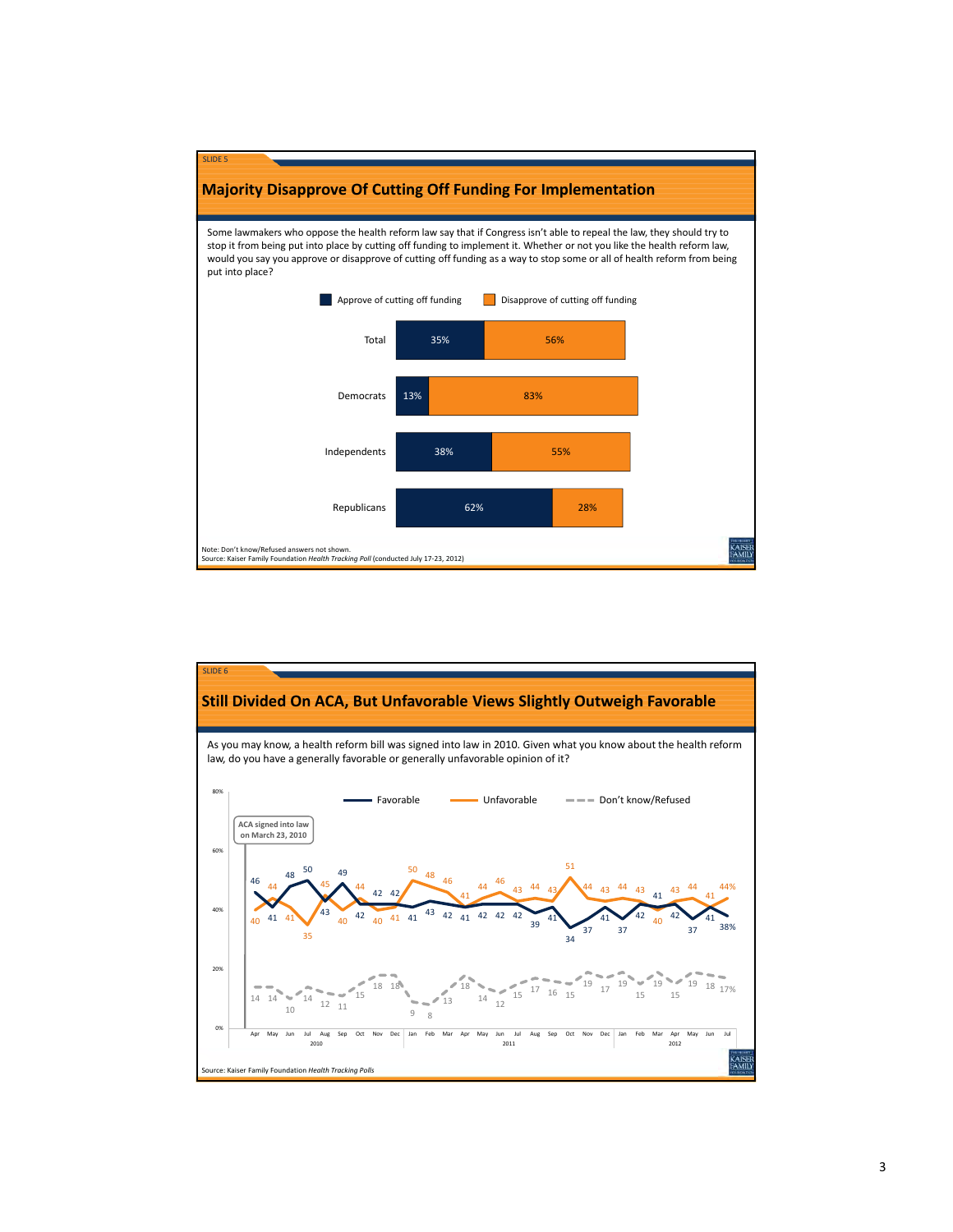SLIDE 5

## Majority Disapprove Of Cutting Off Funding For Implementation

Some lawmakers who oppose the health reform law say that if Congress isn't able to repeal the law, they should try to stop it from being put into place by cutting off funding to implement it. Whether or not you like the health reform law, would you say you approve or disapprove of cutting off funding as a way to stop some or all of health reform from being put into place?

Approve of cutting off funding
Disapprove of cutting off funding

Total 35% 56%
Democrats 13% 83%
Independents 38% 55%
Republicans 62% 28%

Note: Don't know/Refused answers not shown.
Source: Kaiser Family Foundation *Health Tracking Poll* (conducted July 17-23, 2012)

SLIDE 6

## Still Divided On ACA, But Unfavorable Views Slightly Outweigh Favorable

As you may know, a health reform bill was signed into law in 2010. Given what you know about the health reform law, do you have a generally favorable or generally unfavorable opinion of it?

Favorable
Unfavorable
Don't know/Refused

ACA signed into law on March 23, 2010

80%
60%
40%
20%
0%

Favorable: 46 41 48 50 43 49 42 42 42 41 43 42 41 42 42 42 39 41 34 37 41 37 42 41 42 37 41 38%

Unfavorable: 40 44 41 35 45 40 44 40 41 50 48 46 41 44 46 43 44 43 51 44 43 44 43 40 43 44 41 44%

Don't know/Refused: 14 14 10 14 12 11 15 18 18 9 8 13 18 14 12 15 17 16 15 19 17 19 15 19 15 19 18 17%

Apr May Jun Jul Aug Sep Oct Nov Dec Jan Feb Mar Apr May Jun Jul Aug Sep Oct Nov Dec Jan Feb Mar Apr May Jun Jul

2010 2011 2012

Source: Kaiser Family Foundation *Health Tracking Polls*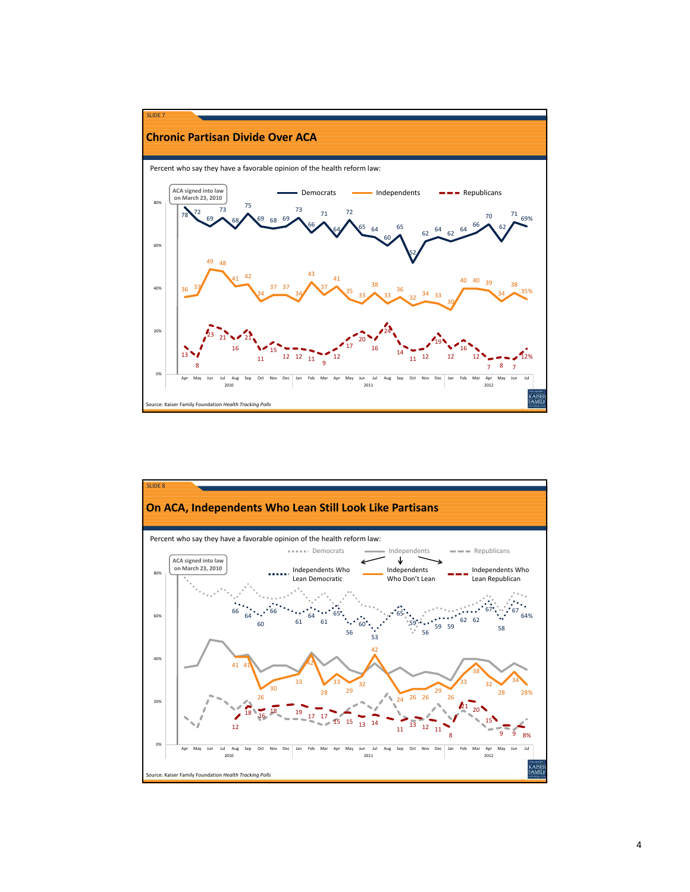SLIDE 7

## Chronic Partisan Divide Over ACA

Percent who say they have a favorable opinion of the health reform law:

ACA signed into law on March 23, 2010

Democrats Independents Republicans

80%
60%
40%
20%
0%

78 72 69 73 68 75 69 68 69 73 66 71 64 72 65 64 60 65 52 62 64 62 64 66 70 62 71 69%

36 37 49 48 41 42 34 37 37 34 43 37 41 35 33 38 33 36 32 34 33 30 40 40 39 34 38 35%

13 8 23 21 16 21 11 15 12 12 11 9 12 17 20 16 24 14 11 12 19 12 16 12 7 8 7 12%

Apr May Jun Jul Aug Sep Oct Nov Dec Jan Feb Mar Apr May Jun Jul Aug Sep Oct Nov Dec Jan Feb Mar Apr May Jun Jul

2010 2011 2012

Source: Kaiser Family Foundation *Health Tracking Polls*

SLIDE 8

## On ACA, Independents Who Lean Still Look Like Partisans

Percent who say they have a favorable opinion of the health reform law:

ACA signed into law on March 23, 2010

Democrats Independents Republicans

Independents Who Lean Democratic Independents Who Don't Lean Independents Who Lean Republican

80%
60%
40%
20%
0%

66 64 60 66 61 64 61 65 56 60 53 65 59 56 59 59 62 62 67 58 67 64%

41 41 26 30 33 42 28 33 29 32 42 24 26 26 29 26 33 38 32 28 34 28%

12 18 16 18 19 17 17 15 15 13 14 11 13 12 11 8 21 20 15 9 9 8%

Apr May Jun Jul Aug Sep Oct Nov Dec Jan Feb Mar Apr May Jun Jul Aug Sep Oct Nov Dec Jan Feb Mar Apr May Jun Jul

2010 2011 2012

Source: Kaiser Family Foundation *Health Tracking Polls*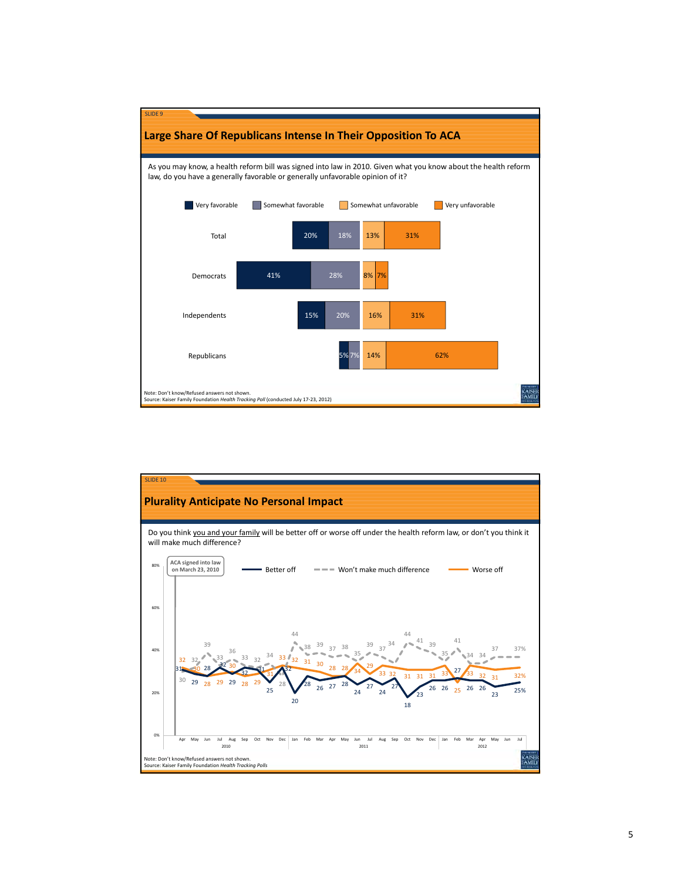SLIDE 9

## Large Share Of Republicans Intense In Their Opposition To ACA

As you may know, a health reform bill was signed into law in 2010. Given what you know about the health reform law, do you have a generally favorable or generally unfavorable opinion of it?

Very favorable
Somewhat favorable
Somewhat unfavorable
Very unfavorable

Total: 20% 18% 13% 31%
Democrats: 41% 28% 8% 7%
Independents: 15% 20% 16% 31%
Republicans: 5% 7% 14% 62%

Note: Don't know/Refused answers not shown.
Source: Kaiser Family Foundation *Health Tracking Poll* (conducted July 17-23, 2012)

SLIDE 10

## Plurality Anticipate No Personal Impact

Do you think you and your family will be better off or worse off under the health reform law, or don't you think it will make much difference?

ACA signed into law on March 23, 2010

Better off
Won't make much difference
Worse off

80%
60%
40%
20%
0%

Apr May Jun Jul Aug Sep Oct Nov Dec Jan Feb Mar Apr May Jun Jul Aug Sep Oct Nov Dec Jan Feb Mar Apr May Jun Jul

2010
2011
2012

37%
32%
25%

Note: Don't know/Refused answers not shown.
Source: Kaiser Family Foundation *Health Tracking Polls*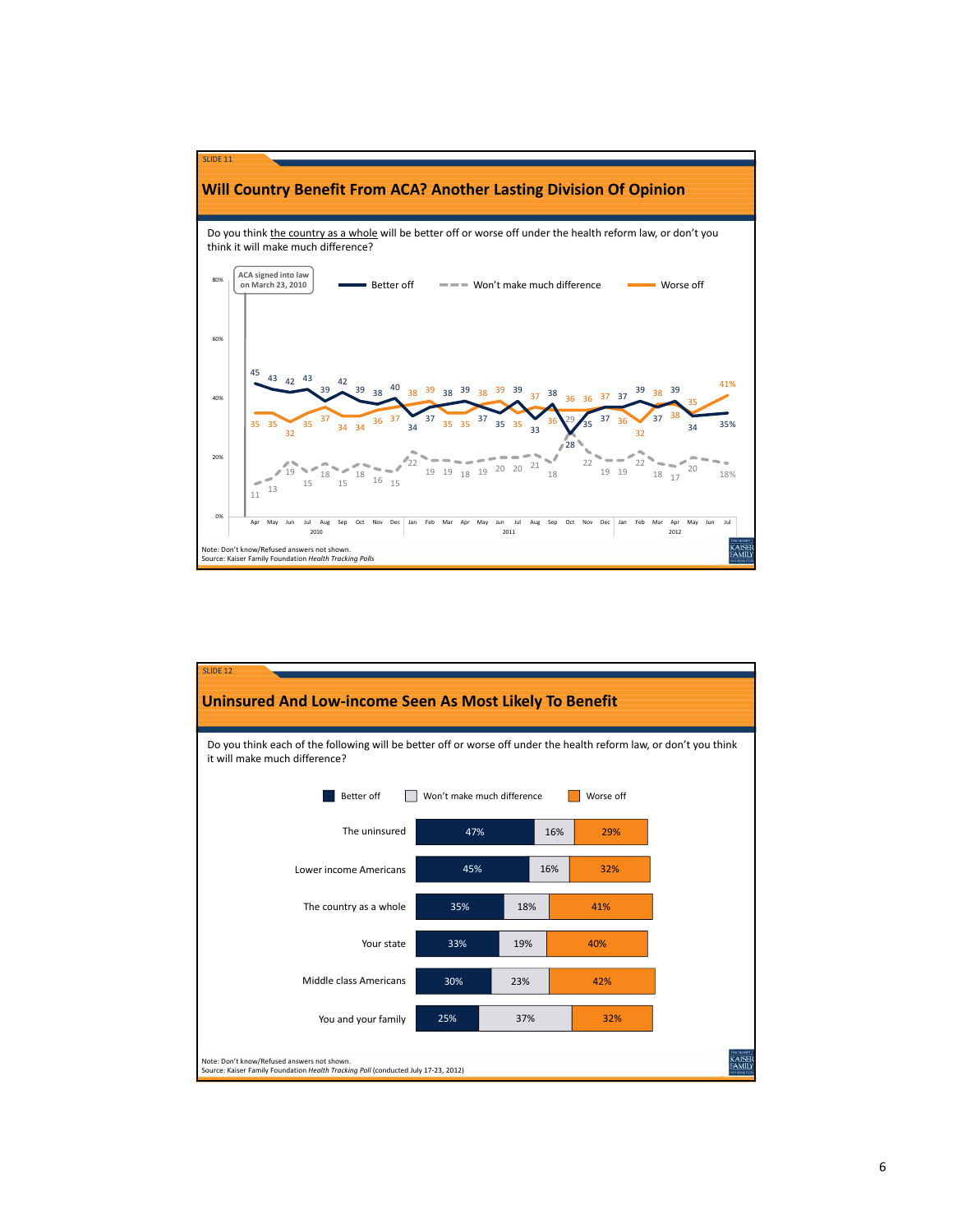SLIDE 11

## Will Country Benefit From ACA? Another Lasting Division Of Opinion

Do you think the country as a whole will be better off or worse off under the health reform law, or don't you think it will make much difference?

ACA signed into law on March 23, 2010

Better off — Won't make much difference — Worse off

80%
60%
40%
20%
0%

Better off: 45 43 42 43 39 42 39 38 40 34 37 38 39 37 39 39 33 38 28 35 37 37 39 37 39 34 35%

Won't make much difference: 11 13 19 15 18 15 18 16 15 22 19 19 18 19 20 20 21 18 29 22 19 19 22 18 17 20 18%

Worse off: 35 35 32 35 37 34 34 36 37 38 39 35 35 38 39 35 37 36 36 36 37 36 32 38 38 35 41%

Apr May Jun Jul Aug Sep Oct Nov Dec Jan Feb Mar Apr May Jun Jul Aug Sep Oct Nov Dec Jan Feb Mar Apr May Jun Jul

2010 2011 2012

Note: Don't know/Refused answers not shown.
Source: Kaiser Family Foundation *Health Tracking Polls*

SLIDE 12

## Uninsured And Low-income Seen As Most Likely To Benefit

Do you think each of the following will be better off or worse off under the health reform law, or don't you think it will make much difference?

Better off — Won't make much difference — Worse off

The uninsured: 47% 16% 29%

Lower income Americans: 45% 16% 32%

The country as a whole: 35% 18% 41%

Your state: 33% 19% 40%

Middle class Americans: 30% 23% 42%

You and your family: 25% 37% 32%

Note: Don't know/Refused answers not shown.
Source: Kaiser Family Foundation *Health Tracking Poll* (conducted July 17-23, 2012)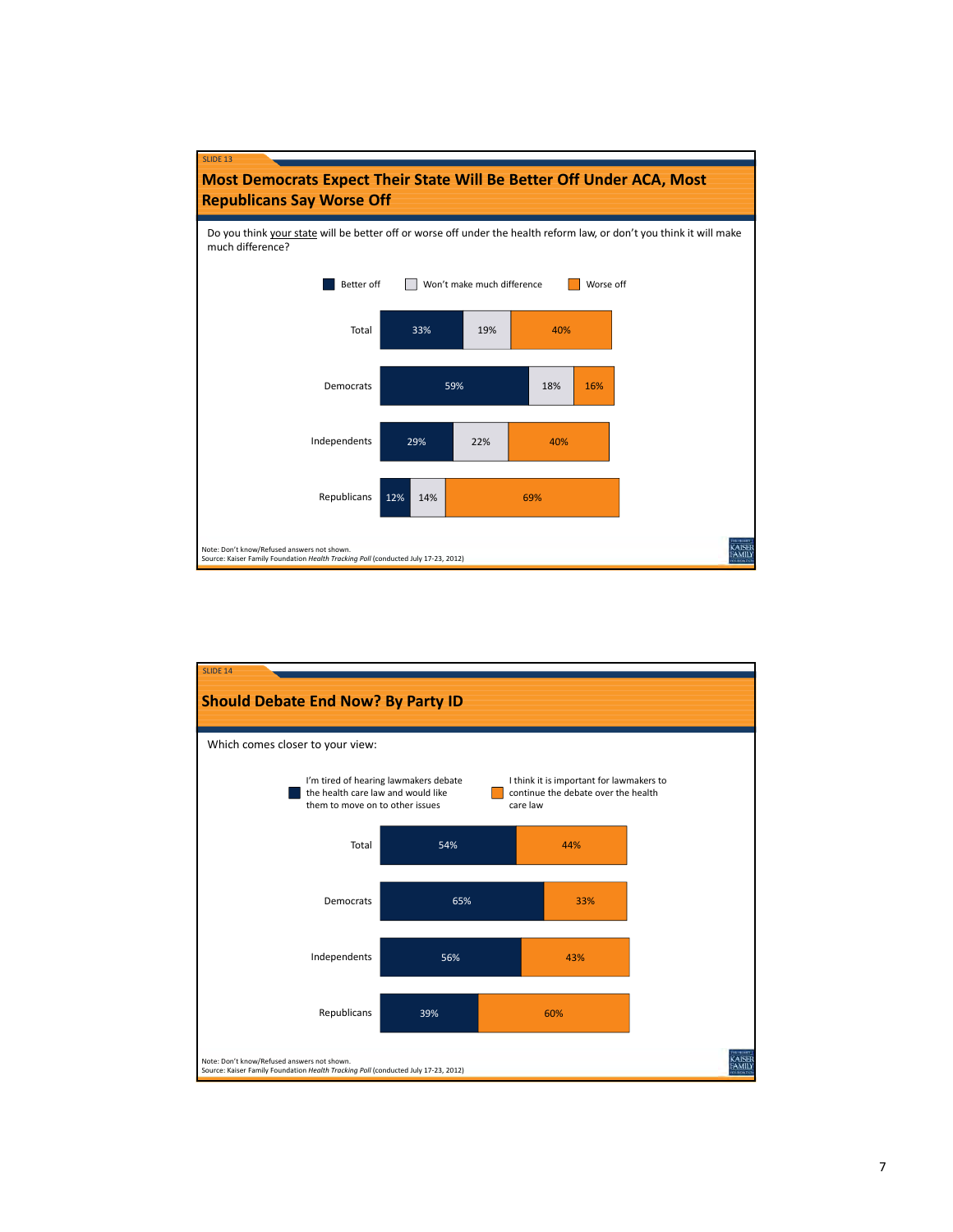SLIDE 13

## Most Democrats Expect Their State Will Be Better Off Under ACA, Most Republicans Say Worse Off

Do you think your state will be better off or worse off under the health reform law, or don't you think it will make much difference?

Better off
Won't make much difference
Worse off

Total
33%
19%
40%

Democrats
59%
18%
16%

Independents
29%
22%
40%

Republicans
12%
14%
69%

Note: Don't know/Refused answers not shown.
Source: Kaiser Family Foundation *Health Tracking Poll* (conducted July 17-23, 2012)

SLIDE 14

## Should Debate End Now? By Party ID

Which comes closer to your view:

I'm tired of hearing lawmakers debate the health care law and would like them to move on to other issues
I think it is important for lawmakers to continue the debate over the health care law

Total
54%
44%

Democrats
65%
33%

Independents
56%
43%

Republicans
39%
60%

Note: Don't know/Refused answers not shown.
Source: Kaiser Family Foundation *Health Tracking Poll* (conducted July 17-23, 2012)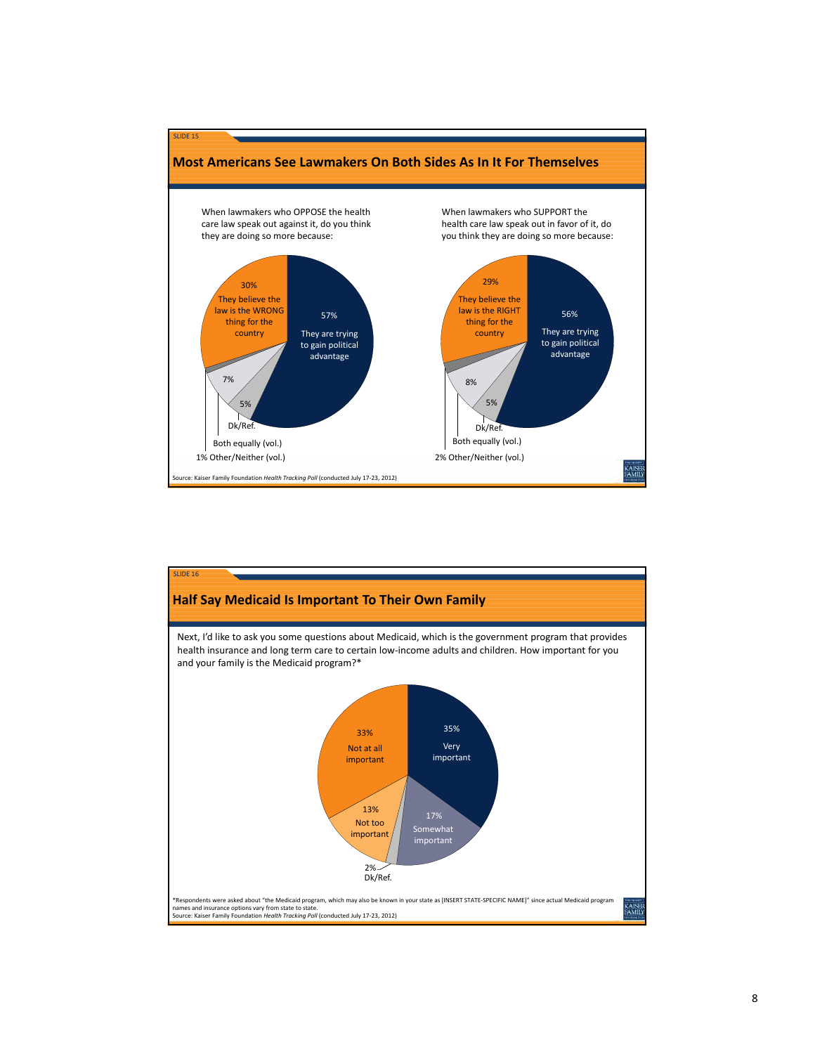SLIDE 15

## Most Americans See Lawmakers On Both Sides As In It For Themselves

When lawmakers who OPPOSE the health care law speak out against it, do you think they are doing so more because:

57%
They are trying to gain political advantage

30%
They believe the law is the WRONG thing for the country

7%

5%

Dk/Ref.

Both equally (vol.)

1% Other/Neither (vol.)

When lawmakers who SUPPORT the health care law speak out in favor of it, do you think they are doing so more because:

56%
They are trying to gain political advantage

29%
They believe the law is the RIGHT thing for the country

8%

5%

Dk/Ref.

Both equally (vol.)

2% Other/Neither (vol.)

Source: Kaiser Family Foundation *Health Tracking Poll* (conducted July 17-23, 2012)

SLIDE 16

## Half Say Medicaid Is Important To Their Own Family

Next, I'd like to ask you some questions about Medicaid, which is the government program that provides health insurance and long term care to certain low-income adults and children. How important for you and your family is the Medicaid program?*

35%
Very important

17%
Somewhat important

13%
Not too important

33%
Not at all important

2%
Dk/Ref.

*Respondents were asked about "the Medicaid program, which may also be known in your state as [INSERT STATE-SPECIFIC NAME]" since actual Medicaid program names and insurance options vary from state to state.
Source: Kaiser Family Foundation *Health Tracking Poll* (conducted July 17-23, 2012)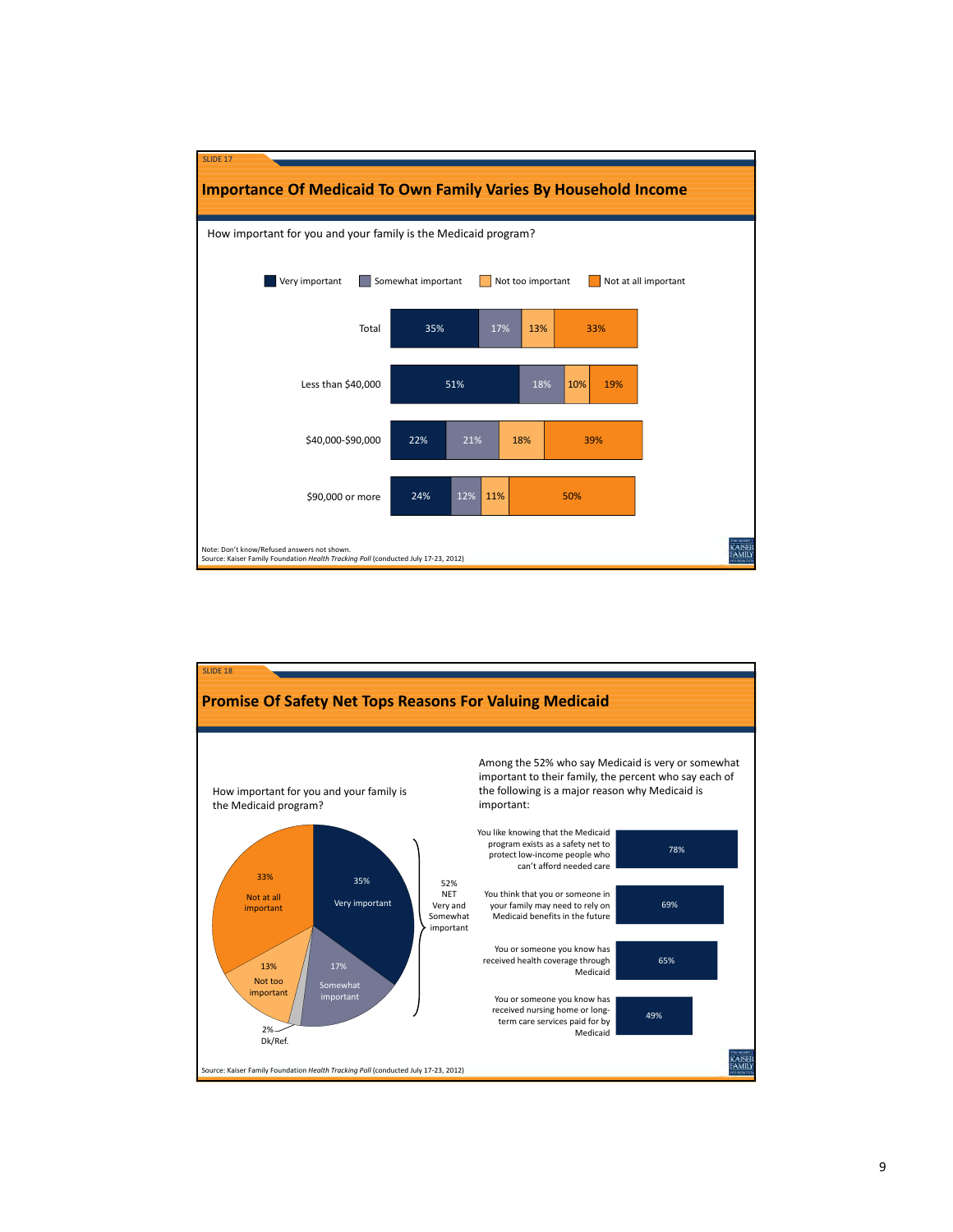SLIDE 17

## Importance Of Medicaid To Own Family Varies By Household Income

How important for you and your family is the Medicaid program?

Very important
Somewhat important
Not too important
Not at all important

Total
35%
17%
13%
33%

Less than $40,000
51%
18%
10%
19%

$40,000-$90,000
22%
21%
18%
39%

$90,000 or more
24%
12%
11%
50%

Note: Don't know/Refused answers not shown.
Source: Kaiser Family Foundation *Health Tracking Poll* (conducted July 17-23, 2012)

SLIDE 18

## Promise Of Safety Net Tops Reasons For Valuing Medicaid

How important for you and your family is the Medicaid program?

35%
Very important

17%
Somewhat important

13%
Not too important

33%
Not at all important

2%
Dk/Ref.

52%
NET
Very and Somewhat important

Among the 52% who say Medicaid is very or somewhat important to their family, the percent who say each of the following is a major reason why Medicaid is important:

You like knowing that the Medicaid program exists as a safety net to protect low-income people who can't afford needed care
78%

You think that you or someone in your family may need to rely on Medicaid benefits in the future
69%

You or someone you know has received health coverage through Medicaid
65%

You or someone you know has received nursing home or long-term care services paid for by Medicaid
49%

Source: Kaiser Family Foundation *Health Tracking Poll* (conducted July 17-23, 2012)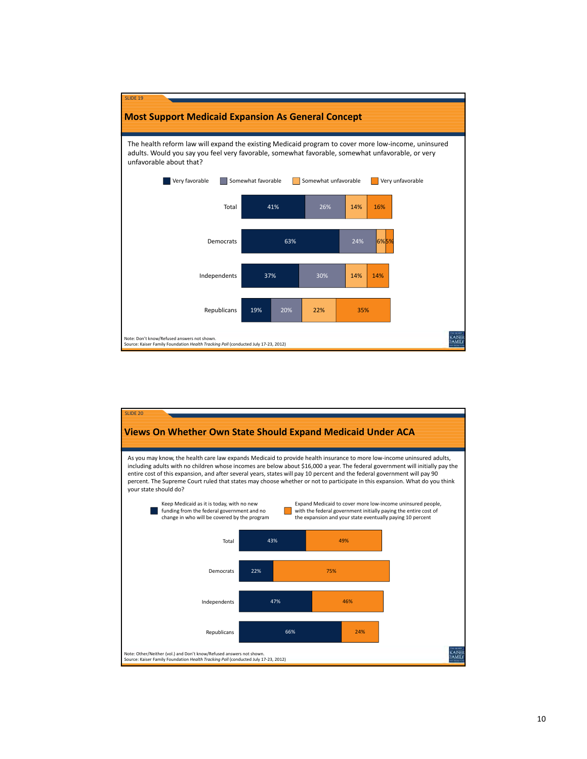SLIDE 19

## Most Support Medicaid Expansion As General Concept

The health reform law will expand the existing Medicaid program to cover more low-income, uninsured adults. Would you say you feel very favorable, somewhat favorable, somewhat unfavorable, or very unfavorable about that?

| | Very favorable | Somewhat favorable | Somewhat unfavorable | Very unfavorable |
|---|---|---|---|---|
| Total | 41% | 26% | 14% | 16% |
| Democrats | 63% | 24% | 6% | 5% |
| Independents | 37% | 30% | 14% | 14% |
| Republicans | 19% | 20% | 22% | 35% |

Note: Don't know/Refused answers not shown.
Source: Kaiser Family Foundation *Health Tracking Poll* (conducted July 17-23, 2012)

SLIDE 20

## Views On Whether Own State Should Expand Medicaid Under ACA

As you may know, the health care law expands Medicaid to provide health insurance to more low-income uninsured adults, including adults with no children whose incomes are below about $16,000 a year. The federal government will initially pay the entire cost of this expansion, and after several years, states will pay 10 percent and the federal government will pay 90 percent. The Supreme Court ruled that states may choose whether or not to participate in this expansion. What do you think your state should do?

| | Keep Medicaid as it is today, with no new funding from the federal government and no change in who will be covered by the program | Expand Medicaid to cover more low-income uninsured people, with the federal government initially paying the entire cost of the expansion and your state eventually paying 10 percent |
|---|---|---|
| Total | 43% | 49% |
| Democrats | 22% | 75% |
| Independents | 47% | 46% |
| Republicans | 66% | 24% |

Note: Other/Neither (vol.) and Don't know/Refused answers not shown.
Source: Kaiser Family Foundation *Health Tracking Poll* (conducted July 17-23, 2012)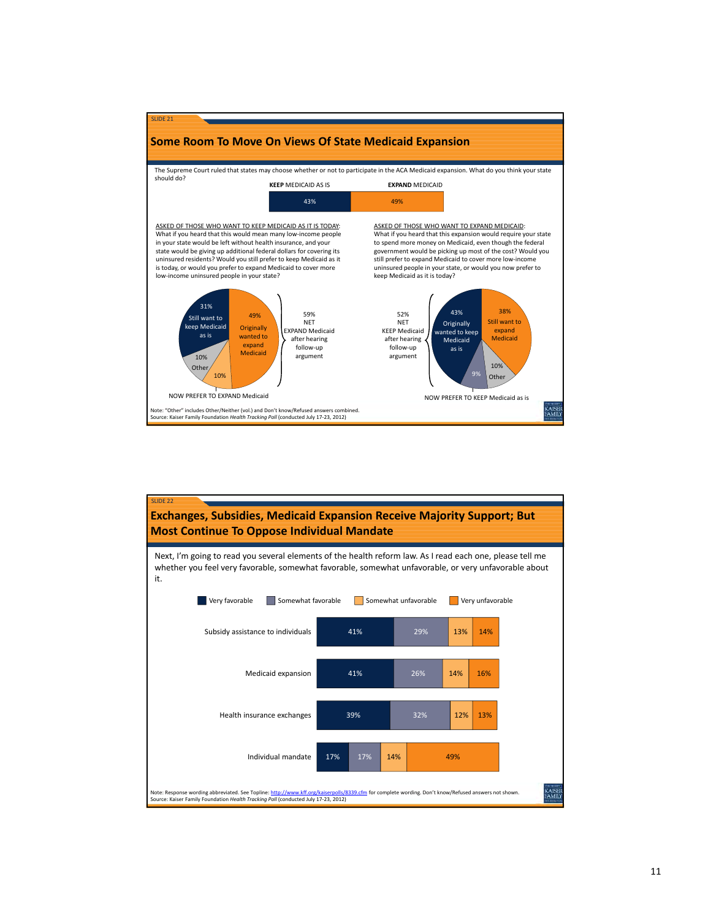SLIDE 21

## Some Room To Move On Views Of State Medicaid Expansion

The Supreme Court ruled that states may choose whether or not to participate in the ACA Medicaid expansion. What do you think your state should do?

**KEEP** MEDICAID AS IS

**EXPAND** MEDICAID

43%

49%

ASKED OF THOSE WHO WANT TO KEEP MEDICAID AS IT IS TODAY: What if you heard that this would mean many low-income people in your state would be left without health insurance, and your state would be giving up additional federal dollars for covering its uninsured residents? Would you still prefer to keep Medicaid as it is today, or would you prefer to expand Medicaid to cover more low-income uninsured people in your state?

31% Still want to keep Medicaid as is

49% Originally wanted to expand Medicaid

10% Other

10%

59% NET EXPAND Medicaid after hearing follow-up argument

NOW PREFER TO EXPAND Medicaid

ASKED OF THOSE WHO WANT TO EXPAND MEDICAID: What if you heard that this expansion would require your state to spend more money on Medicaid, even though the federal government would be picking up most of the cost? Would you still prefer to expand Medicaid to cover more low-income uninsured people in your state, or would you now prefer to keep Medicaid as it is today?

52% NET KEEP Medicaid after hearing follow-up argument

43% Originally wanted to keep Medicaid as is

38% Still want to expand Medicaid

10% Other

9%

NOW PREFER TO KEEP Medicaid as is

Note: "Other" includes Other/Neither (vol.) and Don't know/Refused answers combined.
Source: Kaiser Family Foundation *Health Tracking Poll* (conducted July 17-23, 2012)

SLIDE 22

## Exchanges, Subsidies, Medicaid Expansion Receive Majority Support; But Most Continue To Oppose Individual Mandate

Next, I'm going to read you several elements of the health reform law. As I read each one, please tell me whether you feel very favorable, somewhat favorable, somewhat unfavorable, or very unfavorable about it.

Very favorable | Somewhat favorable | Somewhat unfavorable | Very unfavorable

Subsidy assistance to individuals: 41% 29% 13% 14%

Medicaid expansion: 41% 26% 14% 16%

Health insurance exchanges: 39% 32% 12% 13%

Individual mandate: 17% 17% 14% 49%

Note: Response wording abbreviated. See Topline: http://www.kff.org/kaiserpolls/8339.cfm for complete wording. Don't know/Refused answers not shown.
Source: Kaiser Family Foundation *Health Tracking Poll* (conducted July 17-23, 2012)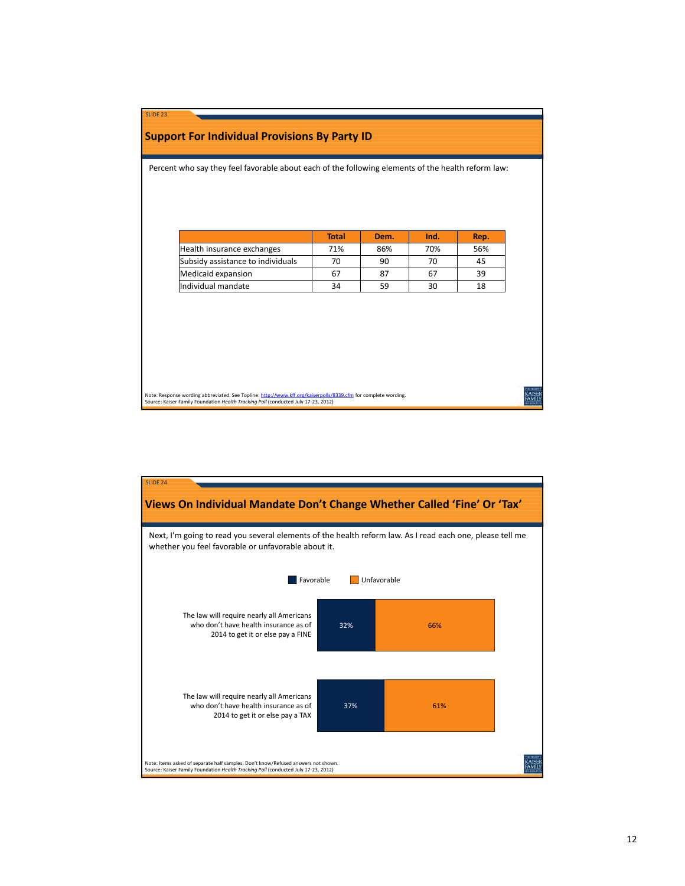SLIDE 23

## Support For Individual Provisions By Party ID

Percent who say they feel favorable about each of the following elements of the health reform law:

| | Total | Dem. | Ind. | Rep. |
|---|---|---|---|---|
| Health insurance exchanges | 71% | 86% | 70% | 56% |
| Subsidy assistance to individuals | 70 | 90 | 70 | 45 |
| Medicaid expansion | 67 | 87 | 67 | 39 |
| Individual mandate | 34 | 59 | 30 | 18 |

Note: Response wording abbreviated. See Topline: http://www.kff.org/kaiserpolls/8339.cfm for complete wording.
Source: Kaiser Family Foundation *Health Tracking Poll* (conducted July 17-23, 2012)

SLIDE 24

## Views On Individual Mandate Don't Change Whether Called 'Fine' Or 'Tax'

Next, I'm going to read you several elements of the health reform law. As I read each one, please tell me whether you feel favorable or unfavorable about it.

Favorable
Unfavorable

The law will require nearly all Americans who don't have health insurance as of 2014 to get it or else pay a FINE
32%
66%

The law will require nearly all Americans who don't have health insurance as of 2014 to get it or else pay a TAX
37%
61%

Note: Items asked of separate half samples. Don't know/Refused answers not shown.
Source: Kaiser Family Foundation *Health Tracking Poll* (conducted July 17-23, 2012)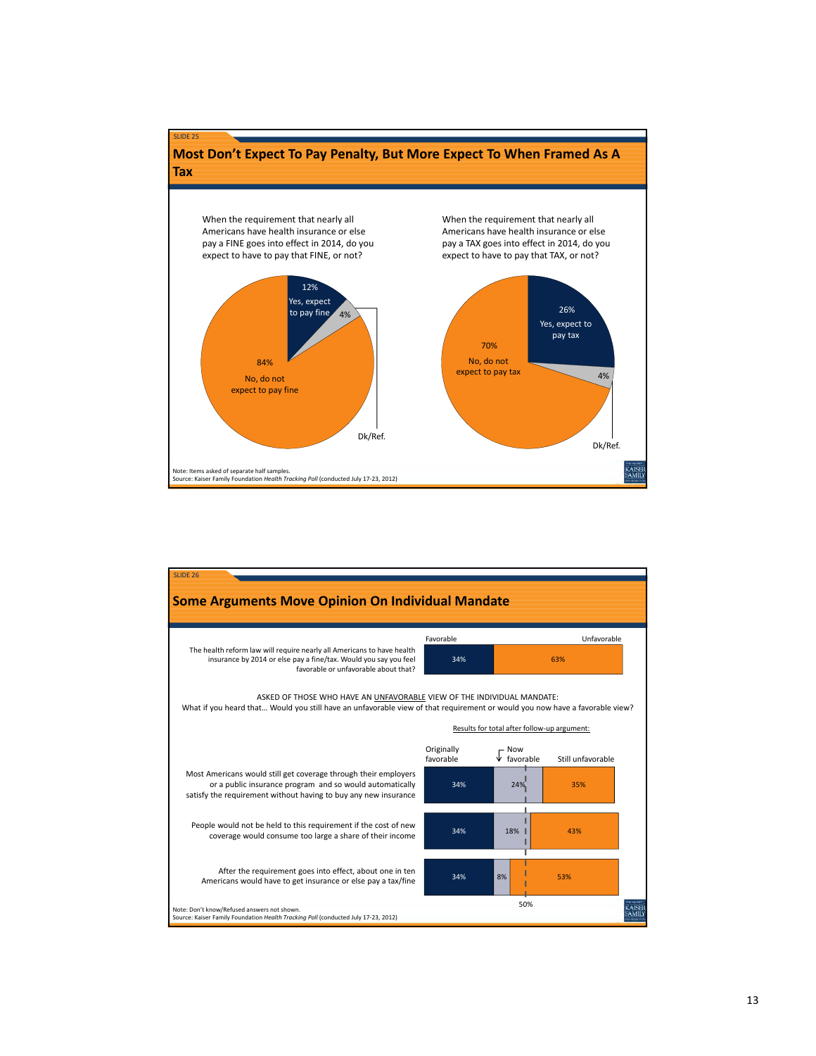SLIDE 25

## Most Don't Expect To Pay Penalty, But More Expect To When Framed As A Tax

When the requirement that nearly all Americans have health insurance or else pay a FINE goes into effect in 2014, do you expect to have to pay that FINE, or not?

12%
Yes, expect to pay fine
4%
84%
No, do not expect to pay fine
Dk/Ref.

When the requirement that nearly all Americans have health insurance or else pay a TAX goes into effect in 2014, do you expect to have to pay that TAX, or not?

26%
Yes, expect to pay tax
70%
No, do not expect to pay tax
4%
Dk/Ref.

Note: Items asked of separate half samples.
Source: Kaiser Family Foundation *Health Tracking Poll* (conducted July 17-23, 2012)

SLIDE 26

## Some Arguments Move Opinion On Individual Mandate

The health reform law will require nearly all Americans to have health insurance by 2014 or else pay a fine/tax. Would you say you feel favorable or unfavorable about that?

Favorable
Unfavorable
34%
63%

ASKED OF THOSE WHO HAVE AN UNFAVORABLE VIEW OF THE INDIVIDUAL MANDATE:
What if you heard that… Would you still have an unfavorable view of that requirement or would you now have a favorable view?

Results for total after follow-up argument:

Originally favorable
Now favorable
Still unfavorable

Most Americans would still get coverage through their employers or a public insurance program and so would automatically satisfy the requirement without having to buy any new insurance
34%
24%
35%

People would not be held to this requirement if the cost of new coverage would consume too large a share of their income
34%
18%
43%

After the requirement goes into effect, about one in ten Americans would have to get insurance or else pay a tax/fine
34%
8%
53%

50%

Note: Don't know/Refused answers not shown.
Source: Kaiser Family Foundation *Health Tracking Poll* (conducted July 17-23, 2012)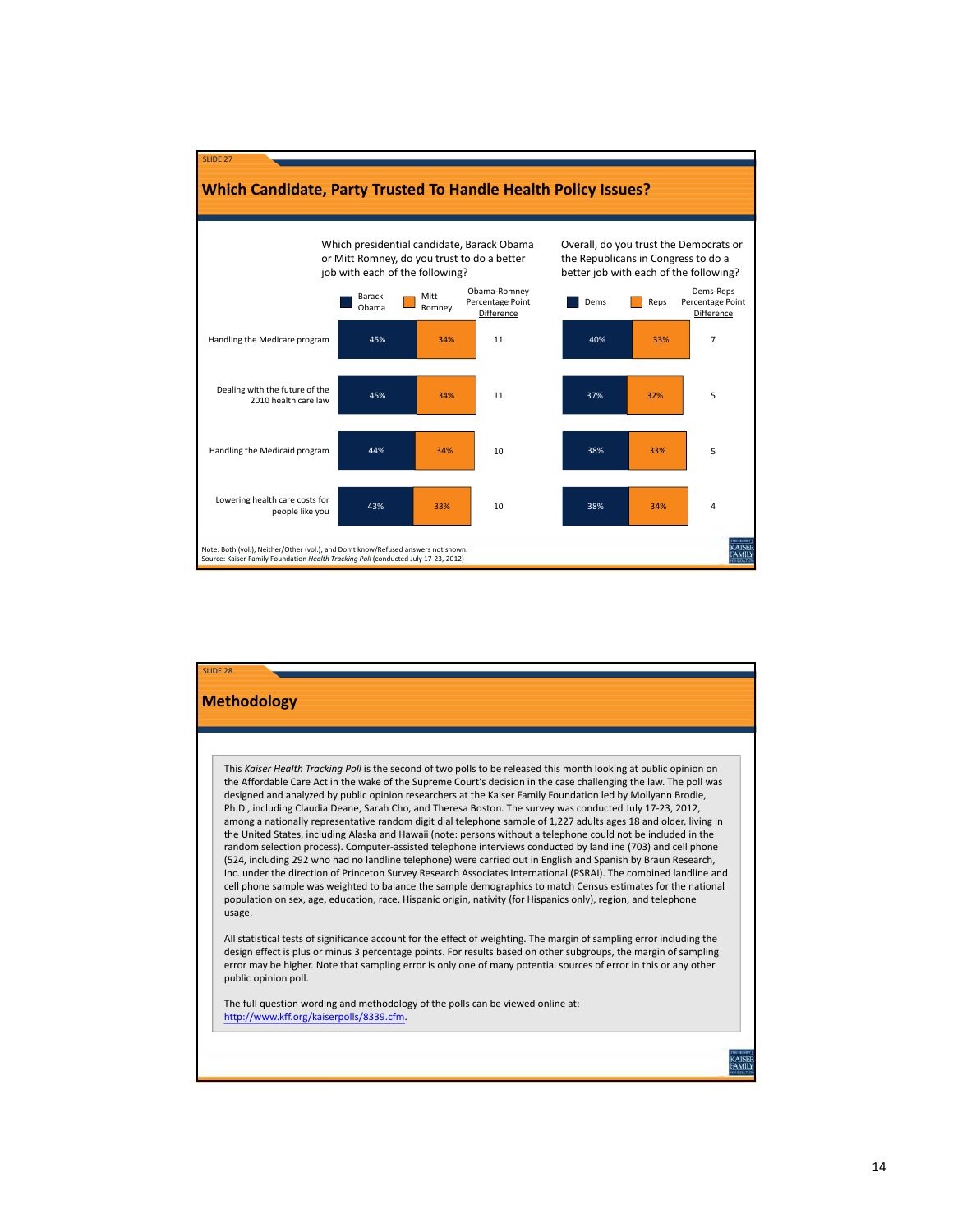SLIDE 27

## Which Candidate, Party Trusted To Handle Health Policy Issues?

Which presidential candidate, Barack Obama or Mitt Romney, do you trust to do a better job with each of the following?

Overall, do you trust the Democrats or the Republicans in Congress to do a better job with each of the following?

Barack Obama
Mitt Romney
Obama-Romney Percentage Point Difference
Dems
Reps
Dems-Reps Percentage Point Difference

Handling the Medicare program
45%
34%
11
40%
33%
7

Dealing with the future of the 2010 health care law
45%
34%
11
37%
32%
5

Handling the Medicaid program
44%
34%
10
38%
33%
5

Lowering health care costs for people like you
43%
33%
10
38%
34%
4

Note: Both (vol.), Neither/Other (vol.), and Don't know/Refused answers not shown.
Source: Kaiser Family Foundation *Health Tracking Poll* (conducted July 17-23, 2012)

SLIDE 28

## Methodology

This *Kaiser Health Tracking Poll* is the second of two polls to be released this month looking at public opinion on the Affordable Care Act in the wake of the Supreme Court's decision in the case challenging the law. The poll was designed and analyzed by public opinion researchers at the Kaiser Family Foundation led by Mollyann Brodie, Ph.D., including Claudia Deane, Sarah Cho, and Theresa Boston. The survey was conducted July 17-23, 2012, among a nationally representative random digit dial telephone sample of 1,227 adults ages 18 and older, living in the United States, including Alaska and Hawaii (note: persons without a telephone could not be included in the random selection process). Computer-assisted telephone interviews conducted by landline (703) and cell phone (524, including 292 who had no landline telephone) were carried out in English and Spanish by Braun Research, Inc. under the direction of Princeton Survey Research Associates International (PSRAI). The combined landline and cell phone sample was weighted to balance the sample demographics to match Census estimates for the national population on sex, age, education, race, Hispanic origin, nativity (for Hispanics only), region, and telephone usage.

All statistical tests of significance account for the effect of weighting. The margin of sampling error including the design effect is plus or minus 3 percentage points. For results based on other subgroups, the margin of sampling error may be higher. Note that sampling error is only one of many potential sources of error in this or any other public opinion poll.

The full question wording and methodology of the polls can be viewed online at: http://www.kff.org/kaiserpolls/8339.cfm.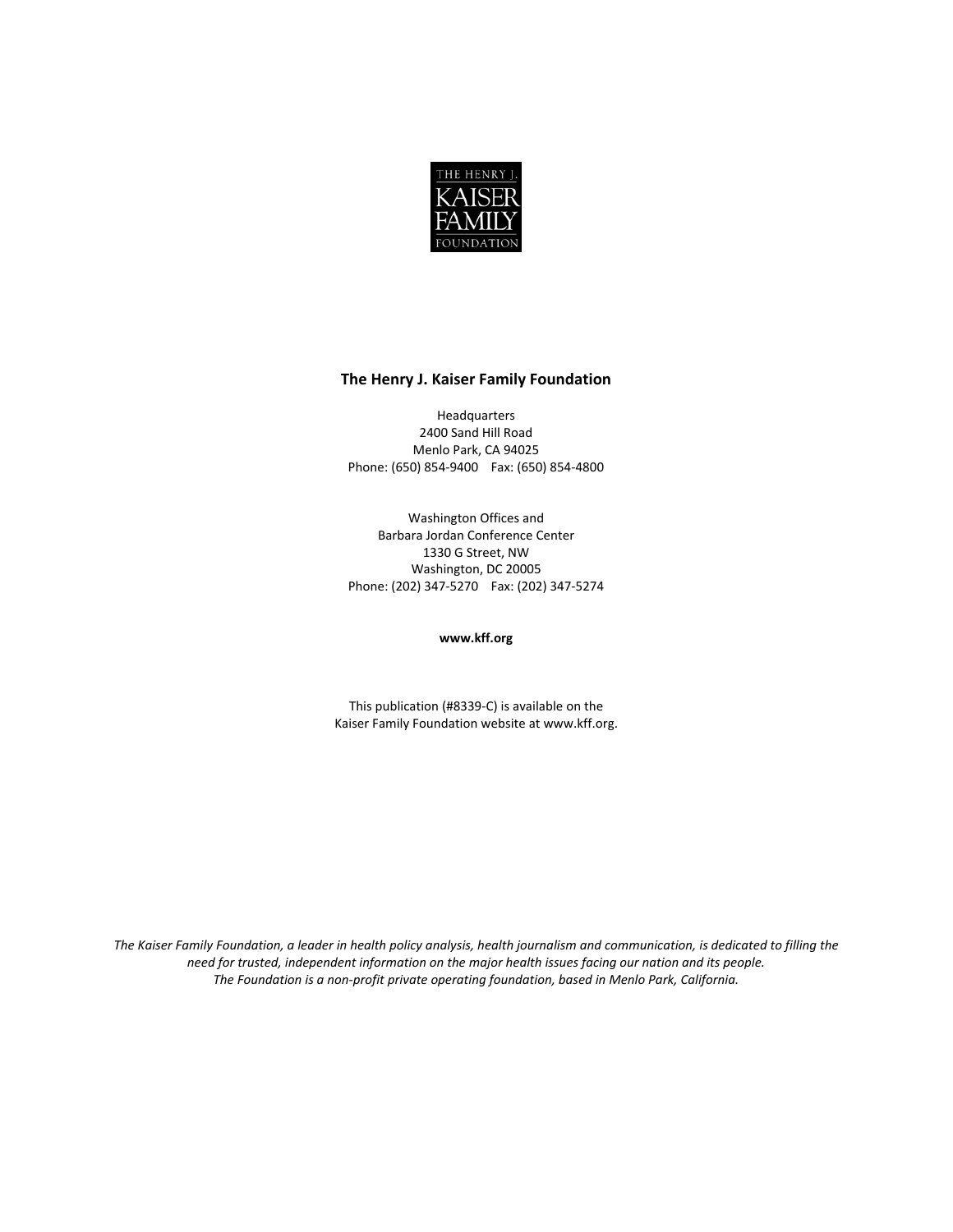THE HENRY J.
KAISER
FAMILY
FOUNDATION

**The Henry J. Kaiser Family Foundation**

Headquarters
2400 Sand Hill Road
Menlo Park, CA 94025
Phone: (650) 854-9400 Fax: (650) 854-4800

Washington Offices and
Barbara Jordan Conference Center
1330 G Street, NW
Washington, DC 20005
Phone: (202) 347-5270 Fax: (202) 347-5274

**www.kff.org**

This publication (#8339-C) is available on the
Kaiser Family Foundation website at www.kff.org.

*The Kaiser Family Foundation, a leader in health policy analysis, health journalism and communication, is dedicated to filling the need for trusted, independent information on the major health issues facing our nation and its people. The Foundation is a non-profit private operating foundation, based in Menlo Park, California.*